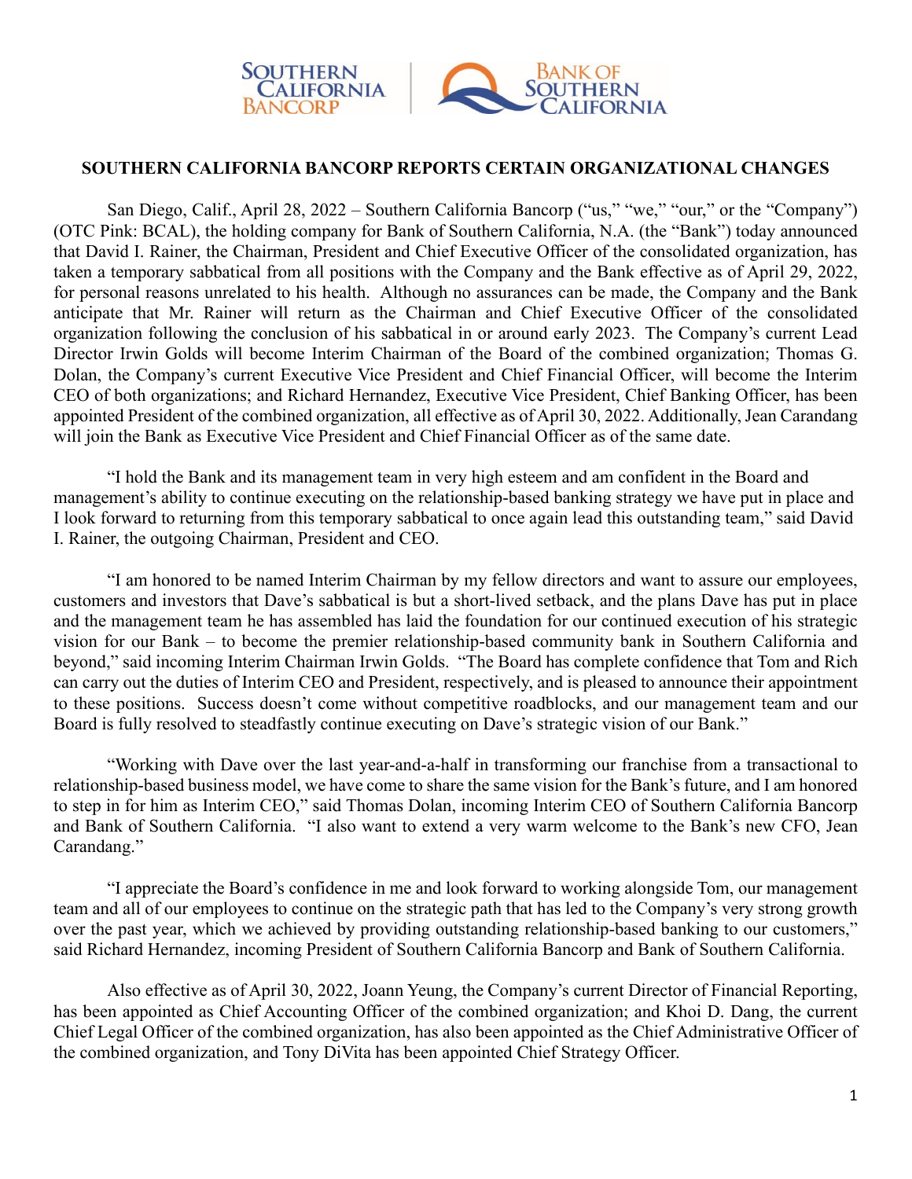# SOUTHERN CALIFORNIA BANCORP REPORTS CERTAIN ORGANIZATIONAL CHANGES

San Diego, Calif., April 28, 2022 – Southern California Bancorp ("us," "we," "our," or the "Company") (OTC Pink: BCAL), the holding company for Bank of Southern California, N.A. (the "Bank") today announced that David I. Rainer, the Chairman, President and Chief Executive Officer of the consolidated organization, has taken a temporary sabbatical from all positions with the Company and the Bank effective as of April 29, 2022, for personal reasons unrelated to his health. Although no assurances can be made, the Company and the Bank anticipate that Mr. Rainer will return as the Chairman and Chief Executive Officer of the consolidated organization following the conclusion of his sabbatical in or around early 2023. The Company's current Lead Director Irwin Golds will become Interim Chairman of the Board of the combined organization; Thomas G. Dolan, the Company's current Executive Vice President and Chief Financial Officer, will become the Interim CEO of both organizations; and Richard Hernandez, Executive Vice President, Chief Banking Officer, has been appointed President of the combined organization, all effective as of April 30, 2022. Additionally, Jean Carandang will join the Bank as Executive Vice President and Chief Financial Officer as of the same date.

"I hold the Bank and its management team in very high esteem and am confident in the Board and management's ability to continue executing on the relationship-based banking strategy we have put in place and I look forward to returning from this temporary sabbatical to once again lead this outstanding team," said David I. Rainer, the outgoing Chairman, President and CEO.

"I am honored to be named Interim Chairman by my fellow directors and want to assure our employees, customers and investors that Dave's sabbatical is but a short-lived setback, and the plans Dave has put in place and the management team he has assembled has laid the foundation for our continued execution of his strategic vision for our Bank – to become the premier relationship-based community bank in Southern California and beyond," said incoming Interim Chairman Irwin Golds. "The Board has complete confidence that Tom and Rich can carry out the duties of Interim CEO and President, respectively, and is pleased to announce their appointment to these positions. Success doesn't come without competitive roadblocks, and our management team and our Board is fully resolved to steadfastly continue executing on Dave's strategic vision of our Bank."

"Working with Dave over the last year-and-a-half in transforming our franchise from a transactional to relationship-based business model, we have come to share the same vision for the Bank's future, and I am honored to step in for him as Interim CEO," said Thomas Dolan, incoming Interim CEO of Southern California Bancorp and Bank of Southern California. "I also want to extend a very warm welcome to the Bank's new CFO, Jean Carandang."

"I appreciate the Board's confidence in me and look forward to working alongside Tom, our management team and all of our employees to continue on the strategic path that has led to the Company's very strong growth over the past year, which we achieved by providing outstanding relationship-based banking to our customers," said Richard Hernandez, incoming President of Southern California Bancorp and Bank of Southern California.

Also effective as of April 30, 2022, Joann Yeung, the Company's current Director of Financial Reporting, has been appointed as Chief Accounting Officer of the combined organization; and Khoi D. Dang, the current Chief Legal Officer of the combined organization, has also been appointed as the Chief Administrative Officer of the combined organization, and Tony DiVita has been appointed Chief Strategy Officer.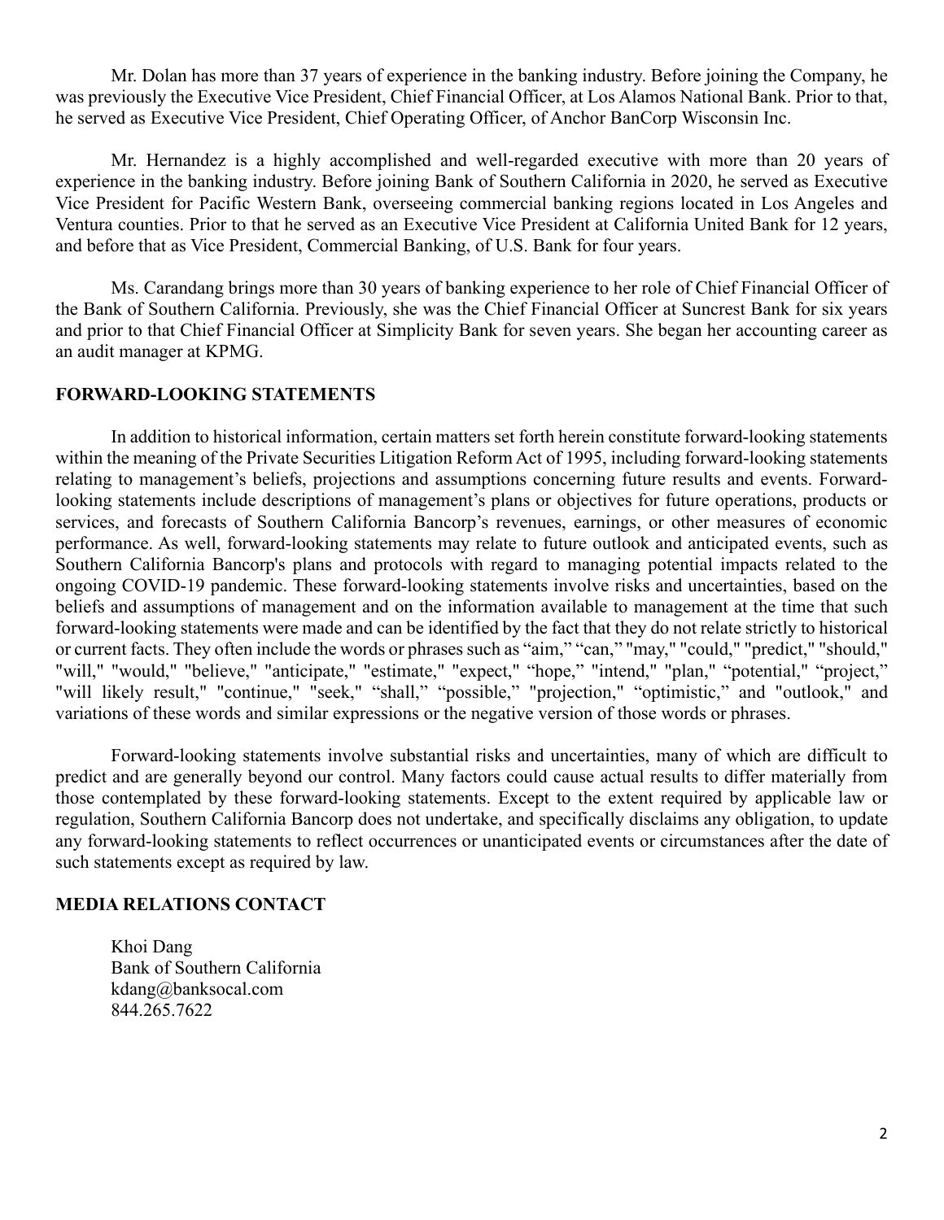Mr. Dolan has more than 37 years of experience in the banking industry. Before joining the Company, he was previously the Executive Vice President, Chief Financial Officer, at Los Alamos National Bank. Prior to that, he served as Executive Vice President, Chief Operating Officer, of Anchor BanCorp Wisconsin Inc.

Mr. Hernandez is a highly accomplished and well-regarded executive with more than 20 years of experience in the banking industry. Before joining Bank of Southern California in 2020, he served as Executive Vice President for Pacific Western Bank, overseeing commercial banking regions located in Los Angeles and Ventura counties. Prior to that he served as an Executive Vice President at California United Bank for 12 years, and before that as Vice President, Commercial Banking, of U.S. Bank for four years.

Ms. Carandang brings more than 30 years of banking experience to her role of Chief Financial Officer of the Bank of Southern California. Previously, she was the Chief Financial Officer at Suncrest Bank for six years and prior to that Chief Financial Officer at Simplicity Bank for seven years. She began her accounting career as an audit manager at KPMG.

## FORWARD-LOOKING STATEMENTS

In addition to historical information, certain matters set forth herein constitute forward-looking statements within the meaning of the Private Securities Litigation Reform Act of 1995, including forward-looking statements relating to management's beliefs, projections and assumptions concerning future results and events. Forward-looking statements include descriptions of management's plans or objectives for future operations, products or services, and forecasts of Southern California Bancorp's revenues, earnings, or other measures of economic performance. As well, forward-looking statements may relate to future outlook and anticipated events, such as Southern California Bancorp's plans and protocols with regard to managing potential impacts related to the ongoing COVID-19 pandemic. These forward-looking statements involve risks and uncertainties, based on the beliefs and assumptions of management and on the information available to management at the time that such forward-looking statements were made and can be identified by the fact that they do not relate strictly to historical or current facts. They often include the words or phrases such as "aim," "can," "may," "could," "predict," "should," "will," "would," "believe," "anticipate," "estimate," "expect," "hope," "intend," "plan," "potential," "project," "will likely result," "continue," "seek," "shall," "possible," "projection," "optimistic," and "outlook," and variations of these words and similar expressions or the negative version of those words or phrases.

Forward-looking statements involve substantial risks and uncertainties, many of which are difficult to predict and are generally beyond our control. Many factors could cause actual results to differ materially from those contemplated by these forward-looking statements. Except to the extent required by applicable law or regulation, Southern California Bancorp does not undertake, and specifically disclaims any obligation, to update any forward-looking statements to reflect occurrences or unanticipated events or circumstances after the date of such statements except as required by law.

## MEDIA RELATIONS CONTACT

Khoi Dang
Bank of Southern California
kdang@banksocal.com
844.265.7622